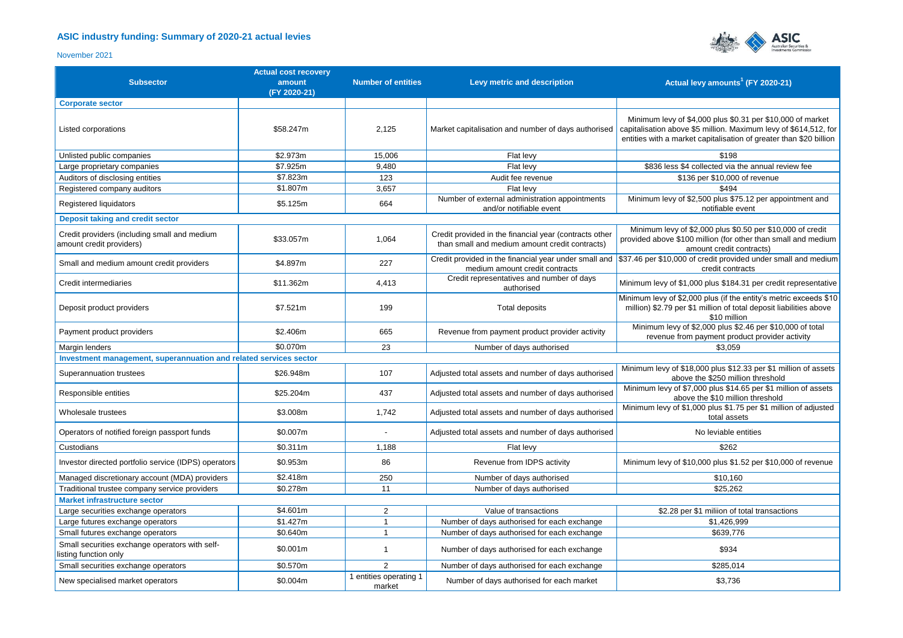## ASIC industry funding: Summary of 2020-21 actual levies

November 2021

| Subsector | Actual cost recovery amount (FY 2020-21) | Number of entities | Levy metric and description | Actual levy amounts[1] (FY 2020-21) |
|---|---|---|---|---|
| **Corporate sector** | | | | |
| Listed corporations | $58.247m | 2,125 | Market capitalisation and number of days authorised | Minimum levy of $4,000 plus $0.31 per $10,000 of market capitalisation above $5 million. Maximum levy of $614,512, for entities with a market capitalisation of greater than $20 billion |
| Unlisted public companies | $2.973m | 15,006 | Flat levy | $198 |
| Large proprietary companies | $7.925m | 9,480 | Flat levy | $836 less $4 collected via the annual review fee |
| Auditors of disclosing entities | $7.823m | 123 | Audit fee revenue | $136 per $10,000 of revenue |
| Registered company auditors | $1.807m | 3,657 | Flat levy | $494 |
| Registered liquidators | $5.125m | 664 | Number of external administration appointments and/or notifiable event | Minimum levy of $2,500 plus $75.12 per appointment and notifiable event |
| **Deposit taking and credit sector** | | | | |
| Credit providers (including small and medium amount credit providers) | $33.057m | 1,064 | Credit provided in the financial year (contracts other than small and medium amount credit contracts) | Minimum levy of $2,000 plus $0.50 per $10,000 of credit provided above $100 million (for other than small and medium amount credit contracts) |
| Small and medium amount credit providers | $4.897m | 227 | Credit provided in the financial year under small and medium amount credit contracts | $37.46 per $10,000 of credit provided under small and medium credit contracts |
| Credit intermediaries | $11.362m | 4,413 | Credit representatives and number of days authorised | Minimum levy of $1,000 plus $184.31 per credit representative |
| Deposit product providers | $7.521m | 199 | Total deposits | Minimum levy of $2,000 plus (if the entity's metric exceeds $10 million) $2.79 per $1 million of total deposit liabilities above $10 million |
| Payment product providers | $2.406m | 665 | Revenue from payment product provider activity | Minimum levy of $2,000 plus $2.46 per $10,000 of total revenue from payment product provider activity |
| Margin lenders | $0.070m | 23 | Number of days authorised | $3,059 |
| **Investment management, superannuation and related services sector** | | | | |
| Superannuation trustees | $26.948m | 107 | Adjusted total assets and number of days authorised | Minimum levy of $18,000 plus $12.33 per $1 million of assets above the $250 million threshold |
| Responsible entities | $25.204m | 437 | Adjusted total assets and number of days authorised | Minimum levy of $7,000 plus $14.65 per $1 million of assets above the $10 million threshold |
| Wholesale trustees | $3.008m | 1,742 | Adjusted total assets and number of days authorised | Minimum levy of $1,000 plus $1.75 per $1 million of adjusted total assets |
| Operators of notified foreign passport funds | $0.007m | - | Adjusted total assets and number of days authorised | No leviable entities |
| Custodians | $0.311m | 1,188 | Flat levy | $262 |
| Investor directed portfolio service (IDPS) operators | $0.953m | 86 | Revenue from IDPS activity | Minimum levy of $10,000 plus $1.52 per $10,000 of revenue |
| Managed discretionary account (MDA) providers | $2.418m | 250 | Number of days authorised | $10,160 |
| Traditional trustee company service providers | $0.278m | 11 | Number of days authorised | $25,262 |
| **Market infrastructure sector** | | | | |
| Large securities exchange operators | $4.601m | 2 | Value of transactions | $2.28 per $1 miliion of total transactions |
| Large futures exchange operators | $1.427m | 1 | Number of days authorised for each exchange | $1,426,999 |
| Small futures exchange operators | $0.640m | 1 | Number of days authorised for each exchange | $639,776 |
| Small securities exchange operators with self-listing function only | $0.001m | 1 | Number of days authorised for each exchange | $934 |
| Small securities exchange operators | $0.570m | 2 | Number of days authorised for each exchange | $285,014 |
| New specialised market operators | $0.004m | 1 entities operating 1 market | Number of days authorised for each market | $3,736 |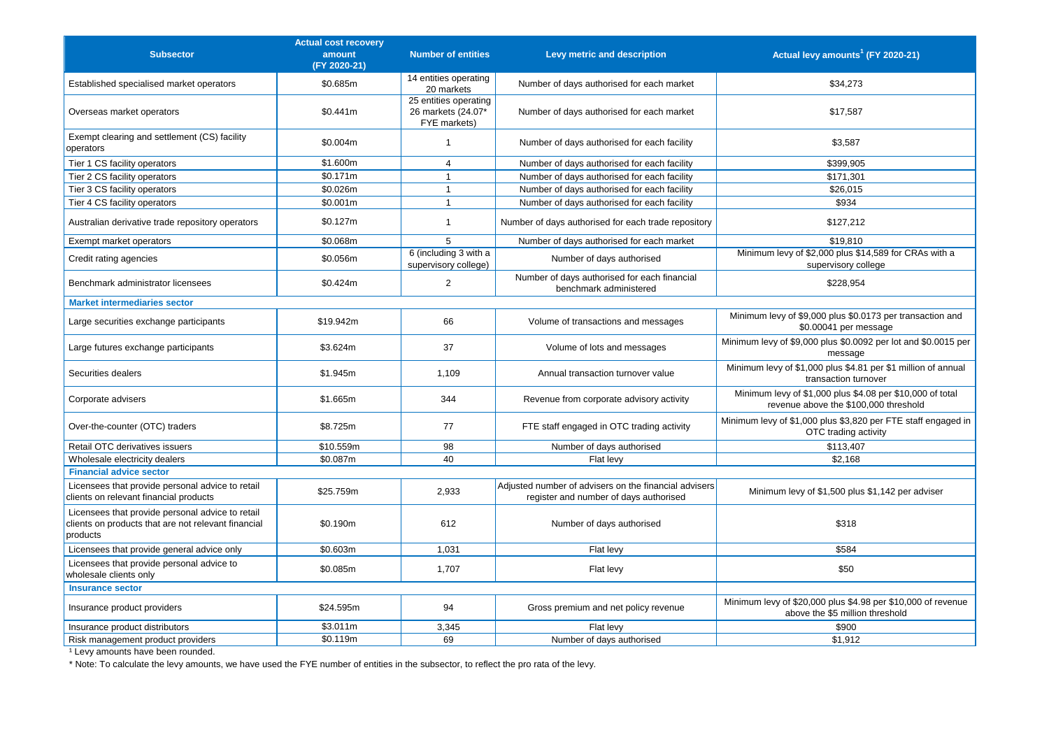| Subsector | Actual cost recovery amount (FY 2020-21) | Number of entities | Levy metric and description | Actual levy amounts[1] (FY 2020-21) |
|---|---|---|---|---|
| Established specialised market operators | $0.685m | 14 entities operating 20 markets | Number of days authorised for each market | $34,273 |
| Overseas market operators | $0.441m | 25 entities operating 26 markets (24.07* FYE markets) | Number of days authorised for each market | $17,587 |
| Exempt clearing and settlement (CS) facility operators | $0.004m | 1 | Number of days authorised for each facility | $3,587 |
| Tier 1 CS facility operators | $1.600m | 4 | Number of days authorised for each facility | $399,905 |
| Tier 2 CS facility operators | $0.171m | 1 | Number of days authorised for each facility | $171,301 |
| Tier 3 CS facility operators | $0.026m | 1 | Number of days authorised for each facility | $26,015 |
| Tier 4 CS facility operators | $0.001m | 1 | Number of days authorised for each facility | $934 |
| Australian derivative trade repository operators | $0.127m | 1 | Number of days authorised for each trade repository | $127,212 |
| Exempt market operators | $0.068m | 5 | Number of days authorised for each market | $19,810 |
| Credit rating agencies | $0.056m | 6 (including 3 with a supervisory college) | Number of days authorised | Minimum levy of $2,000 plus $14,589 for CRAs with a supervisory college |
| Benchmark administrator licensees | $0.424m | 2 | Number of days authorised for each financial benchmark administered | $228,954 |
| **Market intermediaries sector** | | | | |
| Large securities exchange participants | $19.942m | 66 | Volume of transactions and messages | Minimum levy of $9,000 plus $0.0173 per transaction and $0.00041 per message |
| Large futures exchange participants | $3.624m | 37 | Volume of lots and messages | Minimum levy of $9,000 plus $0.0092 per lot and $0.0015 per message |
| Securities dealers | $1.945m | 1,109 | Annual transaction turnover value | Minimum levy of $1,000 plus $4.81 per $1 million of annual transaction turnover |
| Corporate advisers | $1.665m | 344 | Revenue from corporate advisory activity | Minimum levy of $1,000 plus $4.08 per $10,000 of total revenue above the $100,000 threshold |
| Over-the-counter (OTC) traders | $8.725m | 77 | FTE staff engaged in OTC trading activity | Minimum levy of $1,000 plus $3,820 per FTE staff engaged in OTC trading activity |
| Retail OTC derivatives issuers | $10.559m | 98 | Number of days authorised | $113,407 |
| Wholesale electricity dealers | $0.087m | 40 | Flat levy | $2,168 |
| **Financial advice sector** | | | | |
| Licensees that provide personal advice to retail clients on relevant financial products | $25.759m | 2,933 | Adjusted number of advisers on the financial advisers register and number of days authorised | Minimum levy of $1,500 plus $1,142 per adviser |
| Licensees that provide personal advice to retail clients on products that are not relevant financial products | $0.190m | 612 | Number of days authorised | $318 |
| Licensees that provide general advice only | $0.603m | 1,031 | Flat levy | $584 |
| Licensees that provide personal advice to wholesale clients only | $0.085m | 1,707 | Flat levy | $50 |
| **Insurance sector** | | | | |
| Insurance product providers | $24.595m | 94 | Gross premium and net policy revenue | Minimum levy of $20,000 plus $4.98 per $10,000 of revenue above the $5 million threshold |
| Insurance product distributors | $3.011m | 3,345 | Flat levy | $900 |
| Risk management product providers | $0.119m | 69 | Number of days authorised | $1,912 |

[1] Levy amounts have been rounded.

* Note: To calculate the levy amounts, we have used the FYE number of entities in the subsector, to reflect the pro rata of the levy.